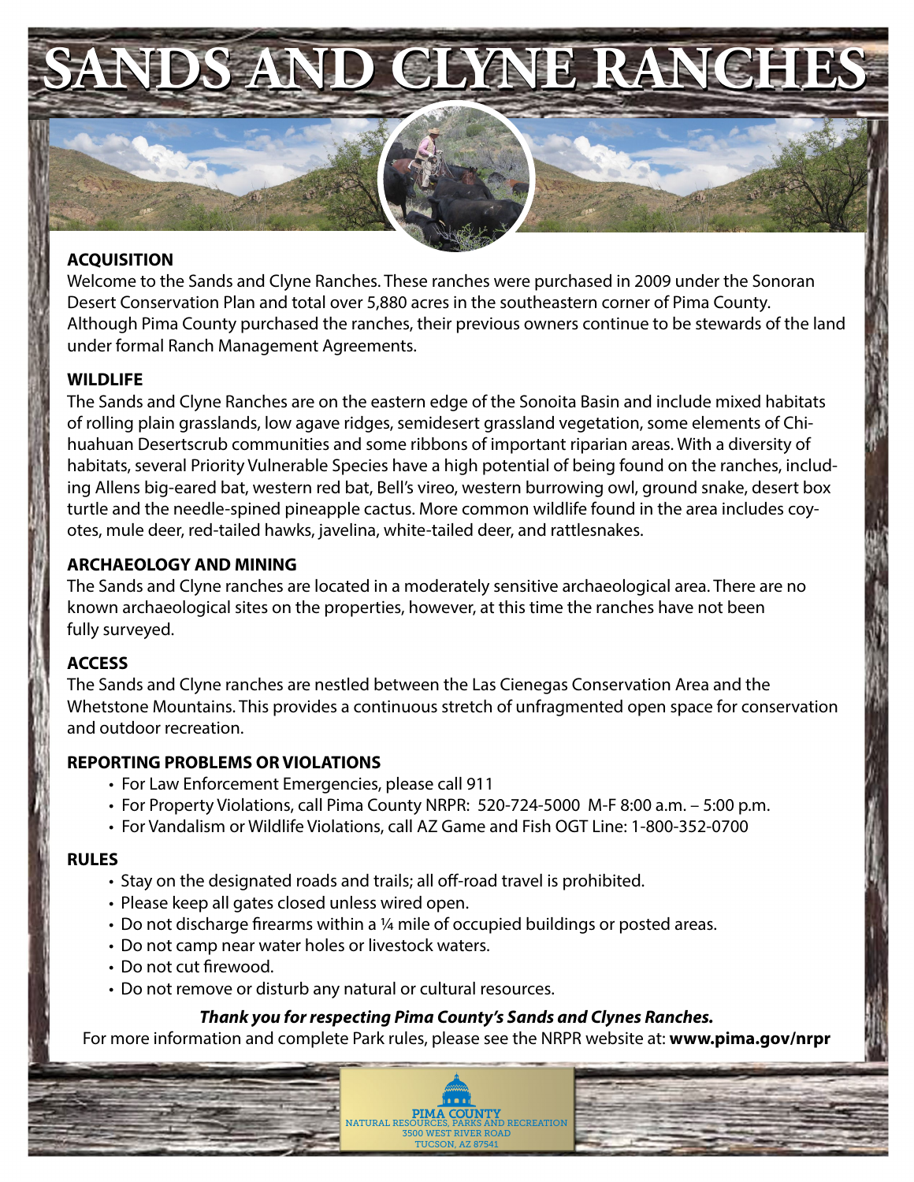# SANDS AND CLYNE RANCHES

**ACQUISITION**

Welcome to the Sands and Clyne Ranches. These ranches were purchased in 2009 under the Sonoran Desert Conservation Plan and total over 5,880 acres in the southeastern corner of Pima County. Although Pima County purchased the ranches, their previous owners continue to be stewards of the land under formal Ranch Management Agreements.

**WILDLIFE**

The Sands and Clyne Ranches are on the eastern edge of the Sonoita Basin and include mixed habitats of rolling plain grasslands, low agave ridges, semidesert grassland vegetation, some elements of Chihuahuan Desertscrub communities and some ribbons of important riparian areas. With a diversity of habitats, several Priority Vulnerable Species have a high potential of being found on the ranches, including Allens big-eared bat, western red bat, Bell's vireo, western burrowing owl, ground snake, desert box turtle and the needle-spined pineapple cactus. More common wildlife found in the area includes coyotes, mule deer, red-tailed hawks, javelina, white-tailed deer, and rattlesnakes.

**ARCHAEOLOGY AND MINING**

The Sands and Clyne ranches are located in a moderately sensitive archaeological area. There are no known archaeological sites on the properties, however, at this time the ranches have not been fully surveyed.

**ACCESS**

The Sands and Clyne ranches are nestled between the Las Cienegas Conservation Area and the Whetstone Mountains. This provides a continuous stretch of unfragmented open space for conservation and outdoor recreation.

**REPORTING PROBLEMS OR VIOLATIONS**

- For Law Enforcement Emergencies, please call 911
- For Property Violations, call Pima County NRPR: 520-724-5000 M-F 8:00 a.m. – 5:00 p.m.
- For Vandalism or Wildlife Violations, call AZ Game and Fish OGT Line: 1-800-352-0700

**RULES**

- Stay on the designated roads and trails; all off-road travel is prohibited.
- Please keep all gates closed unless wired open.
- Do not discharge firearms within a ¼ mile of occupied buildings or posted areas.
- Do not camp near water holes or livestock waters.
- Do not cut firewood.
- Do not remove or disturb any natural or cultural resources.

***Thank you for respecting Pima County's Sands and Clynes Ranches.***

For more information and complete Park rules, please see the NRPR website at: **www.pima.gov/nrpr**

PIMA COUNTY
NATURAL RESOURCES, PARKS AND RECREATION
3500 WEST RIVER ROAD
TUCSON, AZ 87541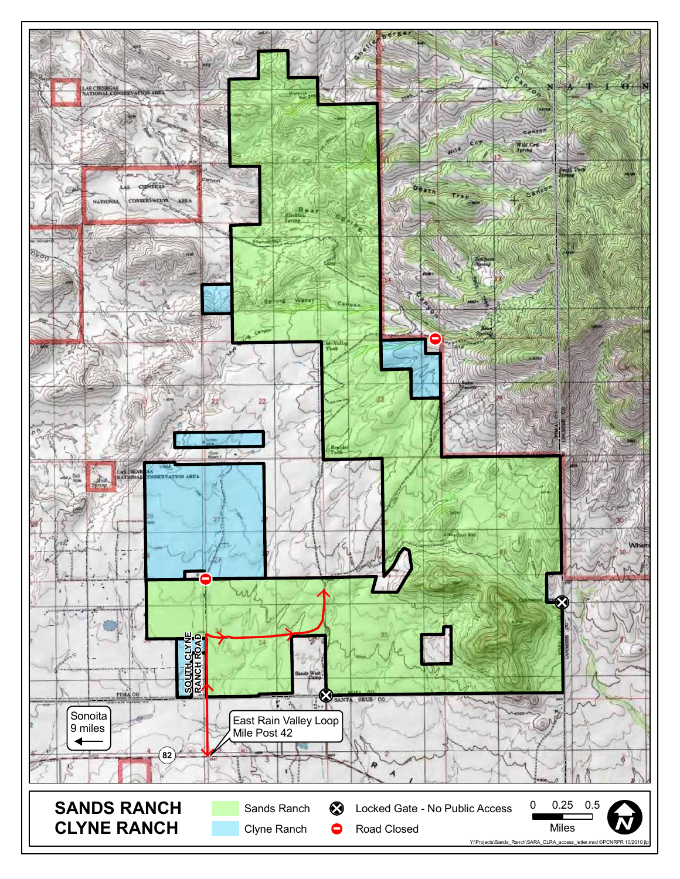Sonoita
9 miles

East Rain Valley Loop
Mile Post 42

SOUTH CLYNE RANCH ROAD

82

# SANDS RANCH
# CLYNE RANCH

Sands Ranch

Clyne Ranch

Locked Gate - No Public Access

Road Closed

0 0.25 0.5
Miles

Y:\Projects\Sands_Ranch\SARA_CLRA_access_letter.mxd ©PCNRPR 10/2010 jlp